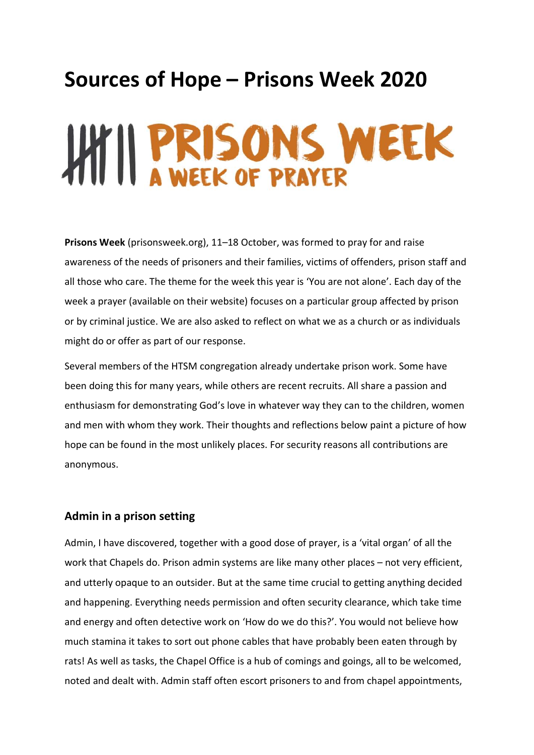# Sources of Hope – Prisons Week 2020

PRISONS WEEK
A WEEK OF PRAYER

**Prisons Week** (prisonsweek.org), 11–18 October, was formed to pray for and raise awareness of the needs of prisoners and their families, victims of offenders, prison staff and all those who care. The theme for the week this year is 'You are not alone'. Each day of the week a prayer (available on their website) focuses on a particular group affected by prison or by criminal justice. We are also asked to reflect on what we as a church or as individuals might do or offer as part of our response.

Several members of the HTSM congregation already undertake prison work. Some have been doing this for many years, while others are recent recruits. All share a passion and enthusiasm for demonstrating God's love in whatever way they can to the children, women and men with whom they work. Their thoughts and reflections below paint a picture of how hope can be found in the most unlikely places. For security reasons all contributions are anonymous.

## Admin in a prison setting

Admin, I have discovered, together with a good dose of prayer, is a 'vital organ' of all the work that Chapels do. Prison admin systems are like many other places – not very efficient, and utterly opaque to an outsider. But at the same time crucial to getting anything decided and happening. Everything needs permission and often security clearance, which take time and energy and often detective work on 'How do we do this?'. You would not believe how much stamina it takes to sort out phone cables that have probably been eaten through by rats! As well as tasks, the Chapel Office is a hub of comings and goings, all to be welcomed, noted and dealt with. Admin staff often escort prisoners to and from chapel appointments,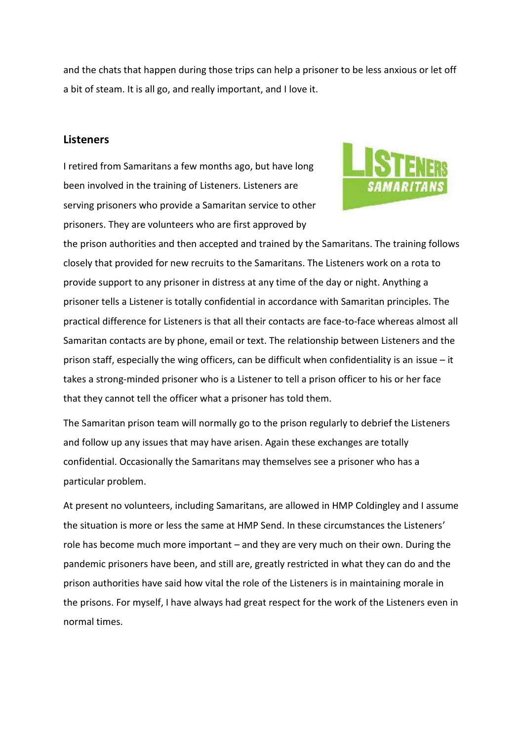and the chats that happen during those trips can help a prisoner to be less anxious or let off a bit of steam. It is all go, and really important, and I love it.

## Listeners

I retired from Samaritans a few months ago, but have long been involved in the training of Listeners. Listeners are serving prisoners who provide a Samaritan service to other prisoners. They are volunteers who are first approved by the prison authorities and then accepted and trained by the Samaritans. The training follows closely that provided for new recruits to the Samaritans. The Listeners work on a rota to provide support to any prisoner in distress at any time of the day or night. Anything a prisoner tells a Listener is totally confidential in accordance with Samaritan principles. The practical difference for Listeners is that all their contacts are face-to-face whereas almost all Samaritan contacts are by phone, email or text. The relationship between Listeners and the prison staff, especially the wing officers, can be difficult when confidentiality is an issue – it takes a strong-minded prisoner who is a Listener to tell a prison officer to his or her face that they cannot tell the officer what a prisoner has told them.

The Samaritan prison team will normally go to the prison regularly to debrief the Listeners and follow up any issues that may have arisen. Again these exchanges are totally confidential. Occasionally the Samaritans may themselves see a prisoner who has a particular problem.

At present no volunteers, including Samaritans, are allowed in HMP Coldingley and I assume the situation is more or less the same at HMP Send. In these circumstances the Listeners' role has become much more important – and they are very much on their own. During the pandemic prisoners have been, and still are, greatly restricted in what they can do and the prison authorities have said how vital the role of the Listeners is in maintaining morale in the prisons. For myself, I have always had great respect for the work of the Listeners even in normal times.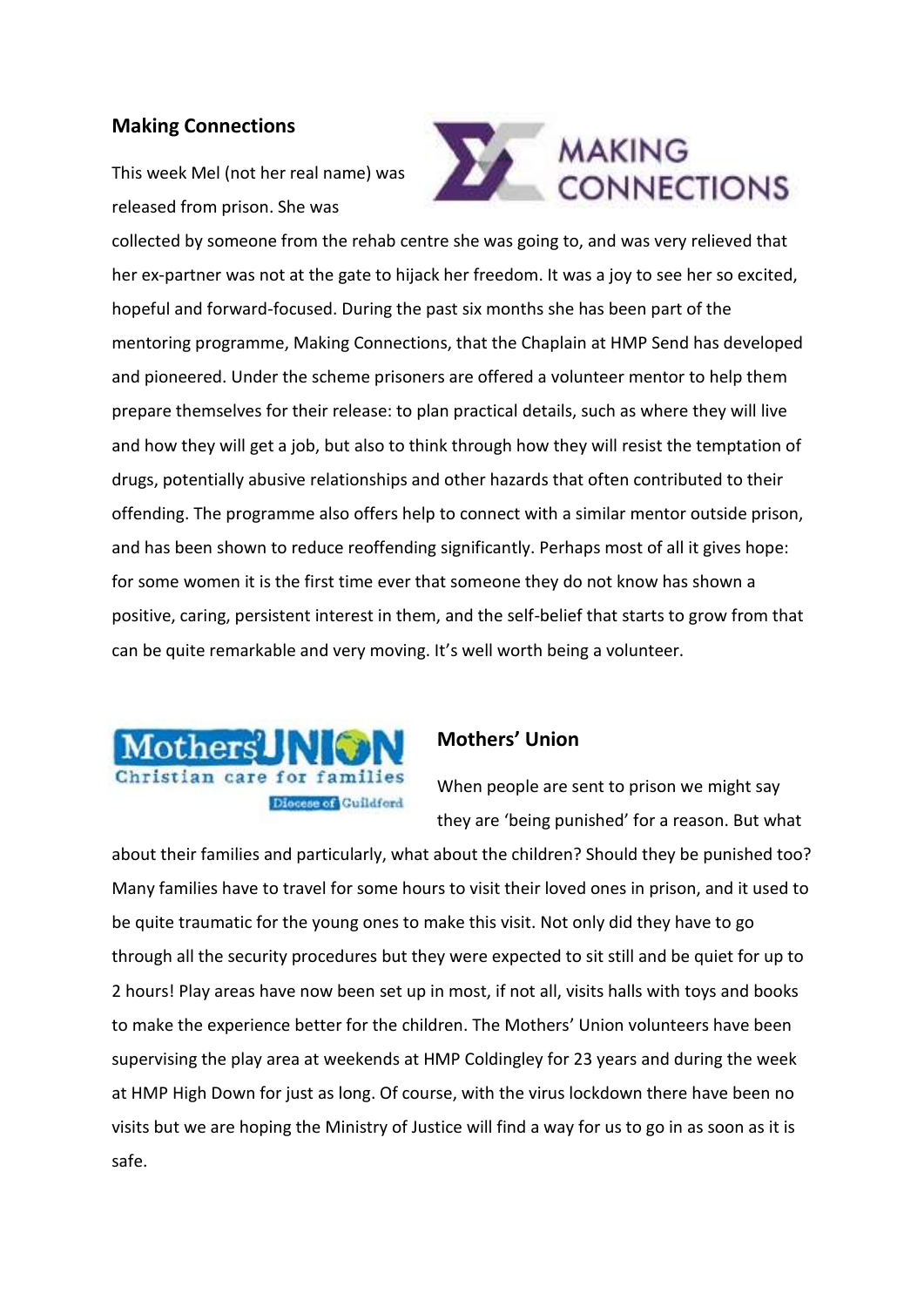## Making Connections

This week Mel (not her real name) was released from prison. She was collected by someone from the rehab centre she was going to, and was very relieved that her ex-partner was not at the gate to hijack her freedom. It was a joy to see her so excited, hopeful and forward-focused. During the past six months she has been part of the mentoring programme, Making Connections, that the Chaplain at HMP Send has developed and pioneered. Under the scheme prisoners are offered a volunteer mentor to help them prepare themselves for their release: to plan practical details, such as where they will live and how they will get a job, but also to think through how they will resist the temptation of drugs, potentially abusive relationships and other hazards that often contributed to their offending. The programme also offers help to connect with a similar mentor outside prison, and has been shown to reduce reoffending significantly. Perhaps most of all it gives hope: for some women it is the first time ever that someone they do not know has shown a positive, caring, persistent interest in them, and the self-belief that starts to grow from that can be quite remarkable and very moving. It's well worth being a volunteer.

## Mothers' Union

When people are sent to prison we might say they are 'being punished' for a reason. But what about their families and particularly, what about the children? Should they be punished too? Many families have to travel for some hours to visit their loved ones in prison, and it used to be quite traumatic for the young ones to make this visit. Not only did they have to go through all the security procedures but they were expected to sit still and be quiet for up to 2 hours! Play areas have now been set up in most, if not all, visits halls with toys and books to make the experience better for the children. The Mothers' Union volunteers have been supervising the play area at weekends at HMP Coldingley for 23 years and during the week at HMP High Down for just as long. Of course, with the virus lockdown there have been no visits but we are hoping the Ministry of Justice will find a way for us to go in as soon as it is safe.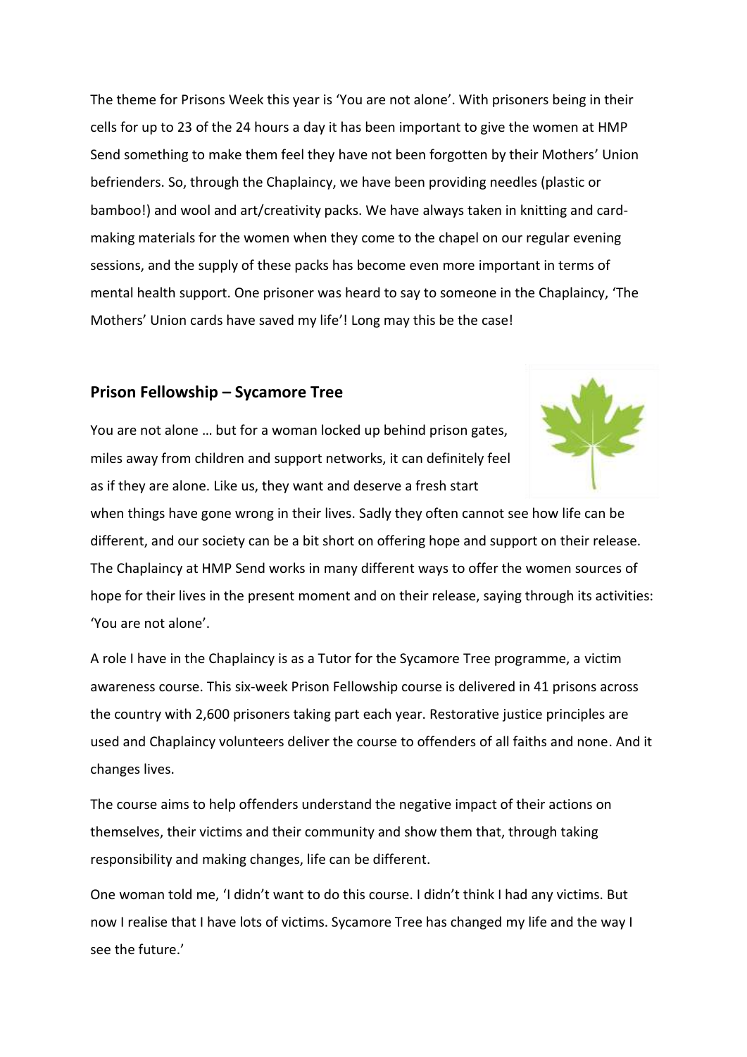The theme for Prisons Week this year is 'You are not alone'. With prisoners being in their cells for up to 23 of the 24 hours a day it has been important to give the women at HMP Send something to make them feel they have not been forgotten by their Mothers' Union befrienders. So, through the Chaplaincy, we have been providing needles (plastic or bamboo!) and wool and art/creativity packs. We have always taken in knitting and card-making materials for the women when they come to the chapel on our regular evening sessions, and the supply of these packs has become even more important in terms of mental health support. One prisoner was heard to say to someone in the Chaplaincy, 'The Mothers' Union cards have saved my life'! Long may this be the case!

## Prison Fellowship – Sycamore Tree

You are not alone … but for a woman locked up behind prison gates, miles away from children and support networks, it can definitely feel as if they are alone. Like us, they want and deserve a fresh start when things have gone wrong in their lives. Sadly they often cannot see how life can be different, and our society can be a bit short on offering hope and support on their release. The Chaplaincy at HMP Send works in many different ways to offer the women sources of hope for their lives in the present moment and on their release, saying through its activities: 'You are not alone'.

A role I have in the Chaplaincy is as a Tutor for the Sycamore Tree programme, a victim awareness course. This six-week Prison Fellowship course is delivered in 41 prisons across the country with 2,600 prisoners taking part each year. Restorative justice principles are used and Chaplaincy volunteers deliver the course to offenders of all faiths and none. And it changes lives.

The course aims to help offenders understand the negative impact of their actions on themselves, their victims and their community and show them that, through taking responsibility and making changes, life can be different.

One woman told me, 'I didn't want to do this course. I didn't think I had any victims. But now I realise that I have lots of victims. Sycamore Tree has changed my life and the way I see the future.'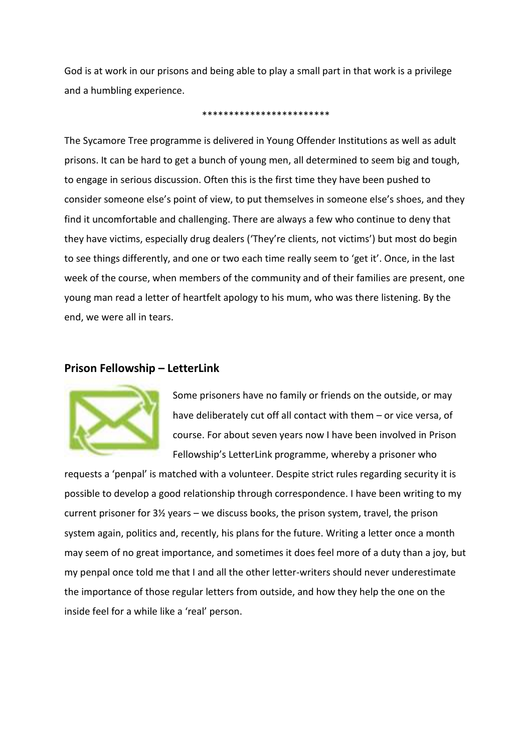God is at work in our prisons and being able to play a small part in that work is a privilege and a humbling experience.

************************

The Sycamore Tree programme is delivered in Young Offender Institutions as well as adult prisons. It can be hard to get a bunch of young men, all determined to seem big and tough, to engage in serious discussion. Often this is the first time they have been pushed to consider someone else's point of view, to put themselves in someone else's shoes, and they find it uncomfortable and challenging. There are always a few who continue to deny that they have victims, especially drug dealers ('They're clients, not victims') but most do begin to see things differently, and one or two each time really seem to 'get it'. Once, in the last week of the course, when members of the community and of their families are present, one young man read a letter of heartfelt apology to his mum, who was there listening. By the end, we were all in tears.

## Prison Fellowship – LetterLink

Some prisoners have no family or friends on the outside, or may have deliberately cut off all contact with them – or vice versa, of course. For about seven years now I have been involved in Prison Fellowship's LetterLink programme, whereby a prisoner who requests a 'penpal' is matched with a volunteer. Despite strict rules regarding security it is possible to develop a good relationship through correspondence. I have been writing to my current prisoner for 3½ years – we discuss books, the prison system, travel, the prison system again, politics and, recently, his plans for the future. Writing a letter once a month may seem of no great importance, and sometimes it does feel more of a duty than a joy, but my penpal once told me that I and all the other letter-writers should never underestimate the importance of those regular letters from outside, and how they help the one on the inside feel for a while like a 'real' person.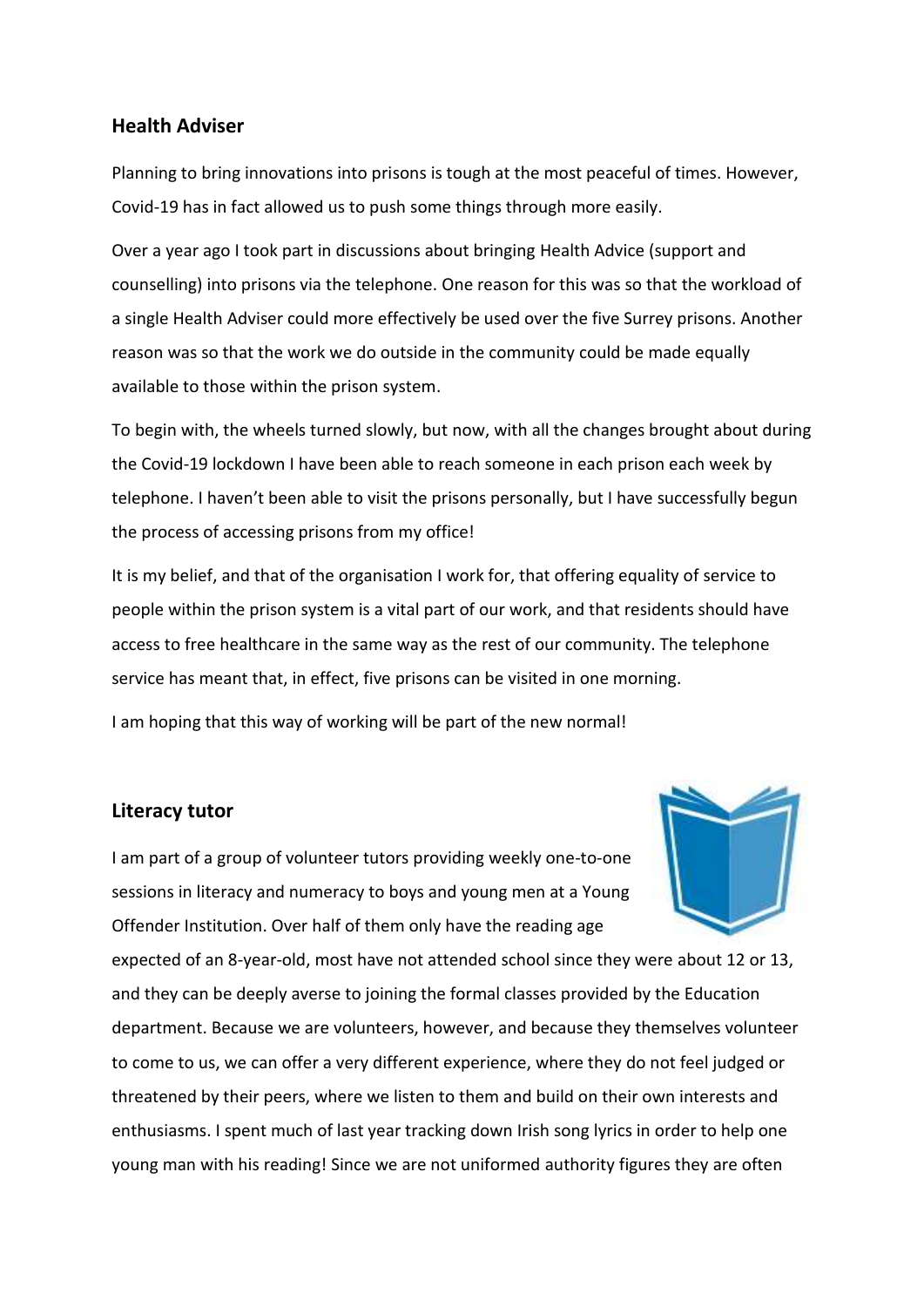## Health Adviser

Planning to bring innovations into prisons is tough at the most peaceful of times. However, Covid-19 has in fact allowed us to push some things through more easily.

Over a year ago I took part in discussions about bringing Health Advice (support and counselling) into prisons via the telephone. One reason for this was so that the workload of a single Health Adviser could more effectively be used over the five Surrey prisons. Another reason was so that the work we do outside in the community could be made equally available to those within the prison system.

To begin with, the wheels turned slowly, but now, with all the changes brought about during the Covid-19 lockdown I have been able to reach someone in each prison each week by telephone. I haven't been able to visit the prisons personally, but I have successfully begun the process of accessing prisons from my office!

It is my belief, and that of the organisation I work for, that offering equality of service to people within the prison system is a vital part of our work, and that residents should have access to free healthcare in the same way as the rest of our community. The telephone service has meant that, in effect, five prisons can be visited in one morning.

I am hoping that this way of working will be part of the new normal!

## Literacy tutor

I am part of a group of volunteer tutors providing weekly one-to-one sessions in literacy and numeracy to boys and young men at a Young Offender Institution. Over half of them only have the reading age expected of an 8-year-old, most have not attended school since they were about 12 or 13, and they can be deeply averse to joining the formal classes provided by the Education department. Because we are volunteers, however, and because they themselves volunteer to come to us, we can offer a very different experience, where they do not feel judged or threatened by their peers, where we listen to them and build on their own interests and enthusiasms. I spent much of last year tracking down Irish song lyrics in order to help one young man with his reading! Since we are not uniformed authority figures they are often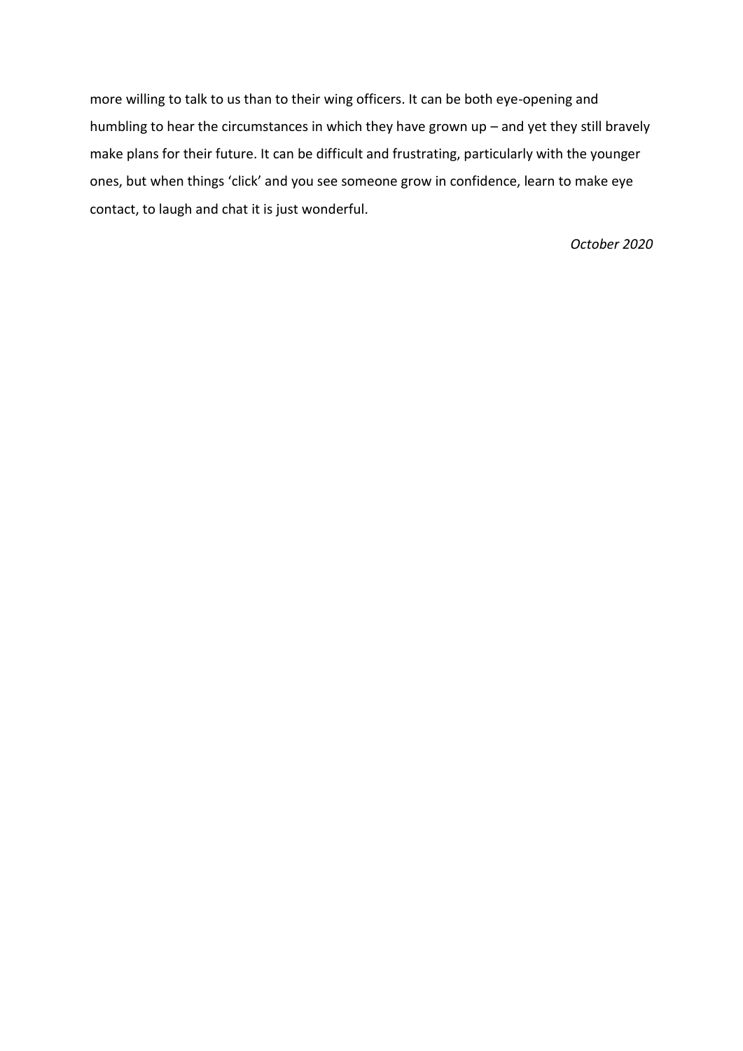more willing to talk to us than to their wing officers. It can be both eye-opening and humbling to hear the circumstances in which they have grown up – and yet they still bravely make plans for their future. It can be difficult and frustrating, particularly with the younger ones, but when things 'click' and you see someone grow in confidence, learn to make eye contact, to laugh and chat it is just wonderful.

*October 2020*